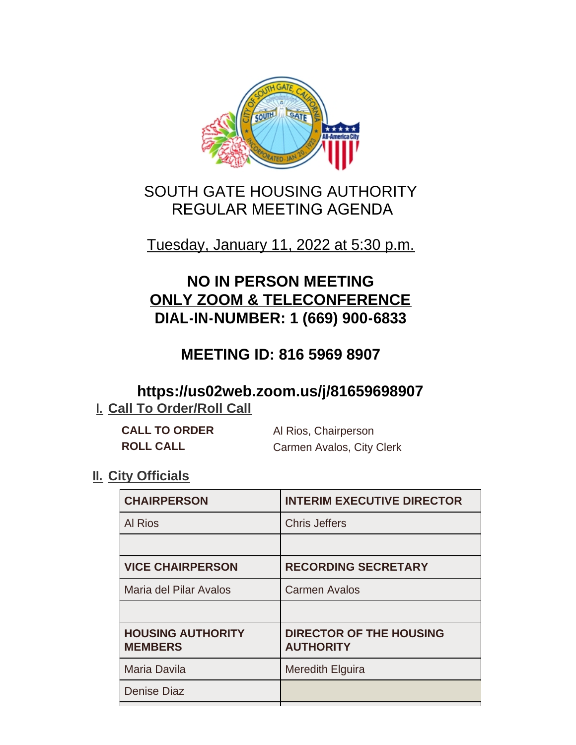# SOUTH GATE HOUSING AUTHORITY
# REGULAR MEETING AGENDA

Tuesday, January 11, 2022 at 5:30 p.m.

**NO IN PERSON MEETING**
**ONLY ZOOM & TELECONFERENCE**
**DIAL-IN-NUMBER: 1 (669) 900-6833**

**MEETING ID: 816 5969 8907**

**https://us02web.zoom.us/j/81659698907**

## I. Call To Order/Roll Call

**CALL TO ORDER** Al Rios, Chairperson
**ROLL CALL** Carmen Avalos, City Clerk

## II. City Officials

| CHAIRPERSON | INTERIM EXECUTIVE DIRECTOR |
|---|---|
| Al Rios | Chris Jeffers |
| | |
| **VICE CHAIRPERSON** | **RECORDING SECRETARY** |
| Maria del Pilar Avalos | Carmen Avalos |
| | |
| **HOUSING AUTHORITY MEMBERS** | **DIRECTOR OF THE HOUSING AUTHORITY** |
| Maria Davila | Meredith Elguira |
| Denise Diaz | |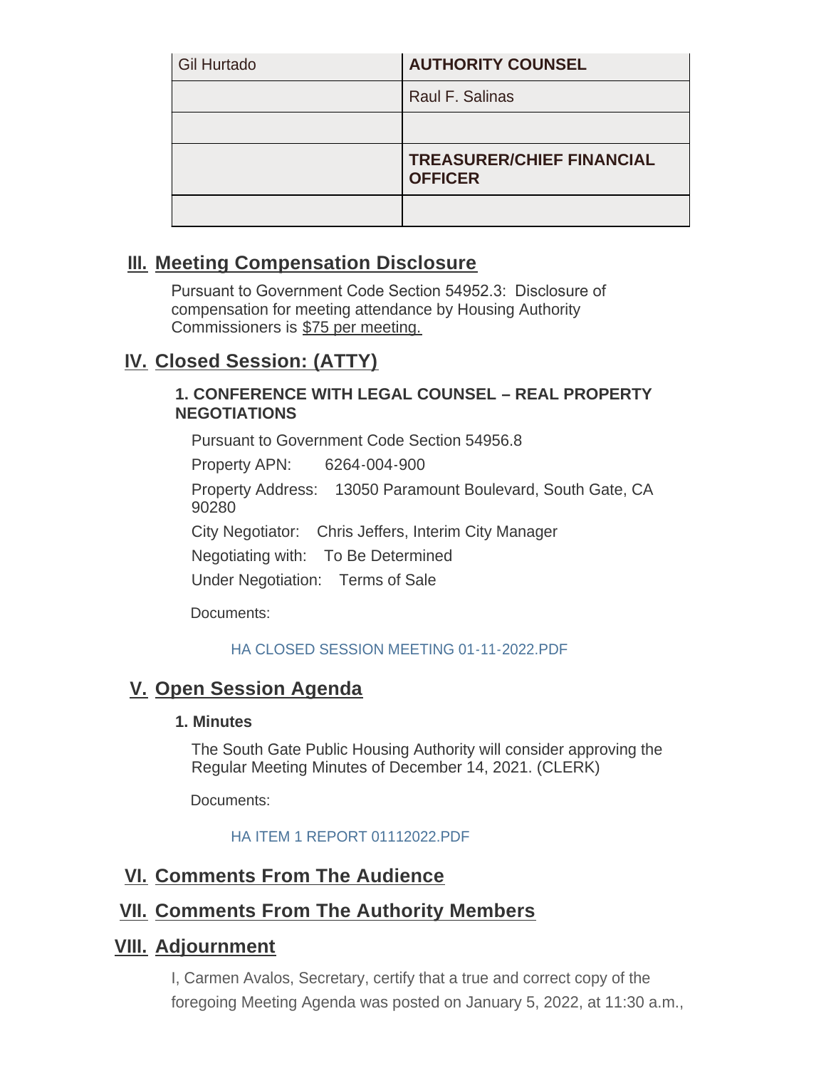| Gil Hurtado | **AUTHORITY COUNSEL** |
|---|---|
| | Raul F. Salinas |
| | |
| | **TREASURER/CHIEF FINANCIAL OFFICER** |
| | |

## III. Meeting Compensation Disclosure

Pursuant to Government Code Section 54952.3: Disclosure of compensation for meeting attendance by Housing Authority Commissioners is $75 per meeting.

## IV. Closed Session: (ATTY)

### 1. CONFERENCE WITH LEGAL COUNSEL – REAL PROPERTY NEGOTIATIONS

Pursuant to Government Code Section 54956.8

Property APN: 6264-004-900

Property Address: 13050 Paramount Boulevard, South Gate, CA 90280

City Negotiator: Chris Jeffers, Interim City Manager

Negotiating with: To Be Determined

Under Negotiation: Terms of Sale

Documents:

HA CLOSED SESSION MEETING 01-11-2022.PDF

## V. Open Session Agenda

### 1. Minutes

The South Gate Public Housing Authority will consider approving the Regular Meeting Minutes of December 14, 2021. (CLERK)

Documents:

HA ITEM 1 REPORT 01112022.PDF

## VI. Comments From The Audience

## VII. Comments From The Authority Members

## VIII. Adjournment

I, Carmen Avalos, Secretary, certify that a true and correct copy of the foregoing Meeting Agenda was posted on January 5, 2022, at 11:30 a.m.,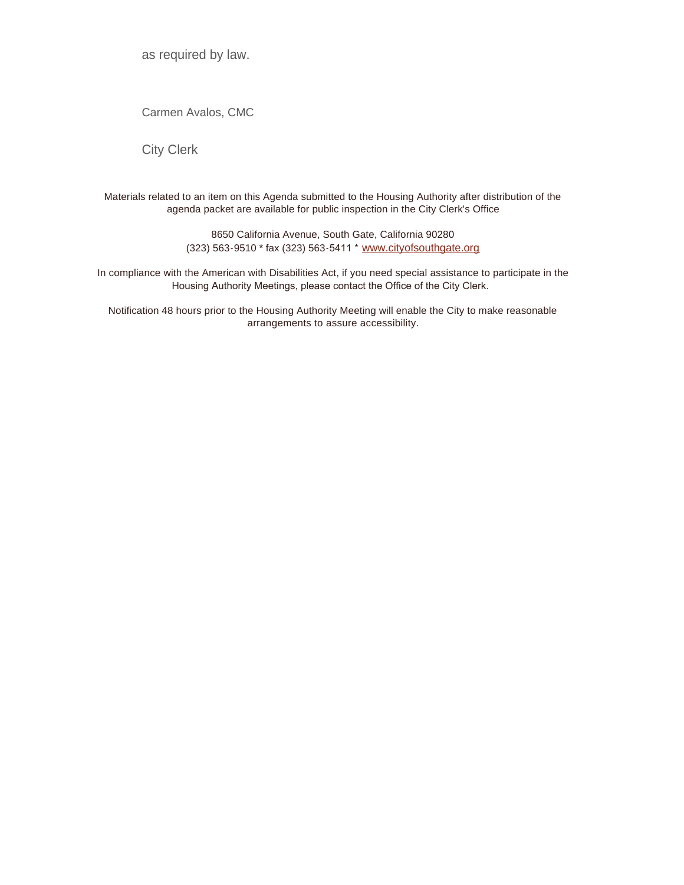as required by law.

Carmen Avalos, CMC

City Clerk

Materials related to an item on this Agenda submitted to the Housing Authority after distribution of the agenda packet are available for public inspection in the City Clerk's Office

8650 California Avenue, South Gate, California 90280
(323) 563-9510 * fax (323) 563-5411 * www.cityofsouthgate.org

In compliance with the American with Disabilities Act, if you need special assistance to participate in the Housing Authority Meetings, please contact the Office of the City Clerk.

Notification 48 hours prior to the Housing Authority Meeting will enable the City to make reasonable arrangements to assure accessibility.